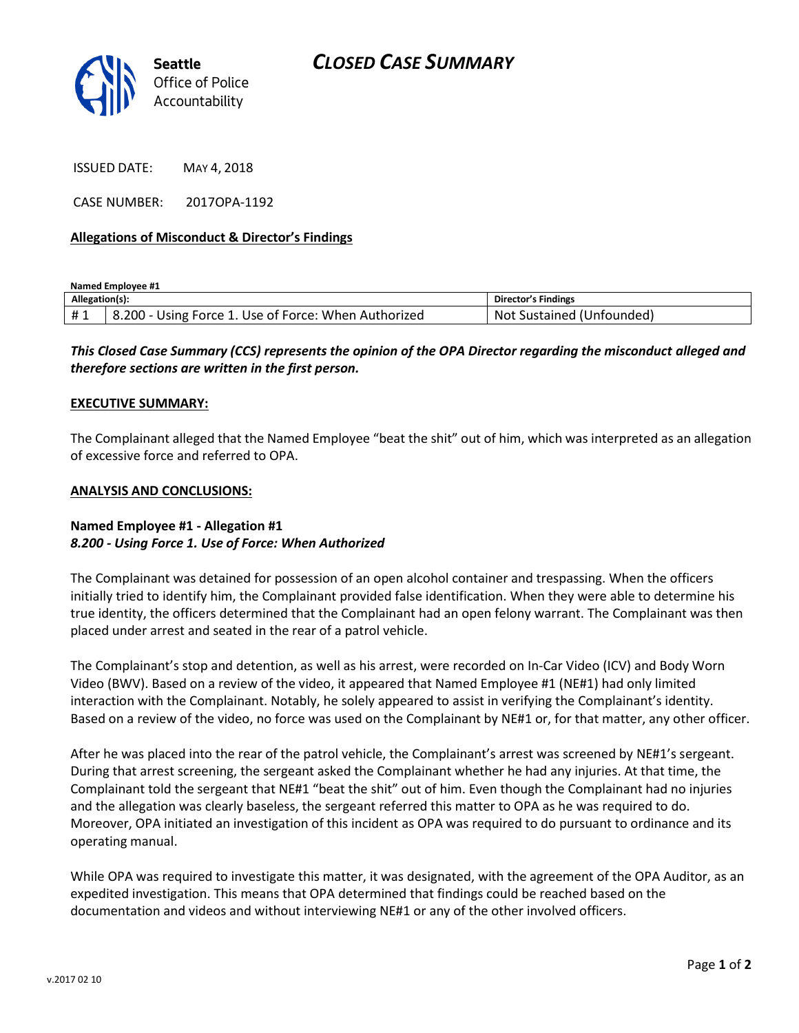Seattle Office of Police Accountability

# CLOSED CASE SUMMARY

ISSUED DATE: MAY 4, 2018

CASE NUMBER: 2017OPA-1192

**Allegations of Misconduct & Director's Findings**

**Named Employee #1**

| Allegation(s): | | Director's Findings |
|---|---|---|
| # 1 | 8.200 - Using Force 1. Use of Force: When Authorized | Not Sustained (Unfounded) |

***This Closed Case Summary (CCS) represents the opinion of the OPA Director regarding the misconduct alleged and therefore sections are written in the first person.***

**EXECUTIVE SUMMARY:**

The Complainant alleged that the Named Employee "beat the shit" out of him, which was interpreted as an allegation of excessive force and referred to OPA.

**ANALYSIS AND CONCLUSIONS:**

**Named Employee #1 - Allegation #1**
***8.200 - Using Force 1. Use of Force: When Authorized***

The Complainant was detained for possession of an open alcohol container and trespassing. When the officers initially tried to identify him, the Complainant provided false identification. When they were able to determine his true identity, the officers determined that the Complainant had an open felony warrant. The Complainant was then placed under arrest and seated in the rear of a patrol vehicle.

The Complainant's stop and detention, as well as his arrest, were recorded on In-Car Video (ICV) and Body Worn Video (BWV). Based on a review of the video, it appeared that Named Employee #1 (NE#1) had only limited interaction with the Complainant. Notably, he solely appeared to assist in verifying the Complainant's identity. Based on a review of the video, no force was used on the Complainant by NE#1 or, for that matter, any other officer.

After he was placed into the rear of the patrol vehicle, the Complainant's arrest was screened by NE#1's sergeant. During that arrest screening, the sergeant asked the Complainant whether he had any injuries. At that time, the Complainant told the sergeant that NE#1 "beat the shit" out of him. Even though the Complainant had no injuries and the allegation was clearly baseless, the sergeant referred this matter to OPA as he was required to do. Moreover, OPA initiated an investigation of this incident as OPA was required to do pursuant to ordinance and its operating manual.

While OPA was required to investigate this matter, it was designated, with the agreement of the OPA Auditor, as an expedited investigation. This means that OPA determined that findings could be reached based on the documentation and videos and without interviewing NE#1 or any of the other involved officers.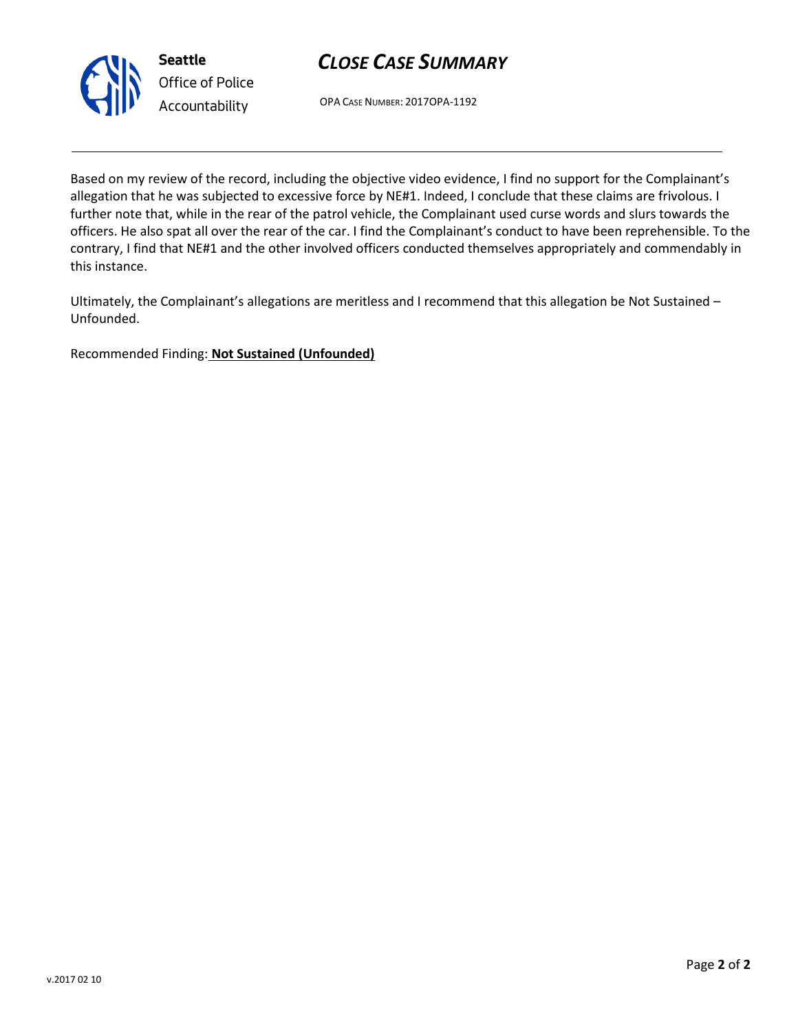Based on my review of the record, including the objective video evidence, I find no support for the Complainant's allegation that he was subjected to excessive force by NE#1. Indeed, I conclude that these claims are frivolous. I further note that, while in the rear of the patrol vehicle, the Complainant used curse words and slurs towards the officers. He also spat all over the rear of the car. I find the Complainant's conduct to have been reprehensible. To the contrary, I find that NE#1 and the other involved officers conducted themselves appropriately and commendably in this instance.

Ultimately, the Complainant's allegations are meritless and I recommend that this allegation be Not Sustained – Unfounded.

Recommended Finding: **Not Sustained (Unfounded)**